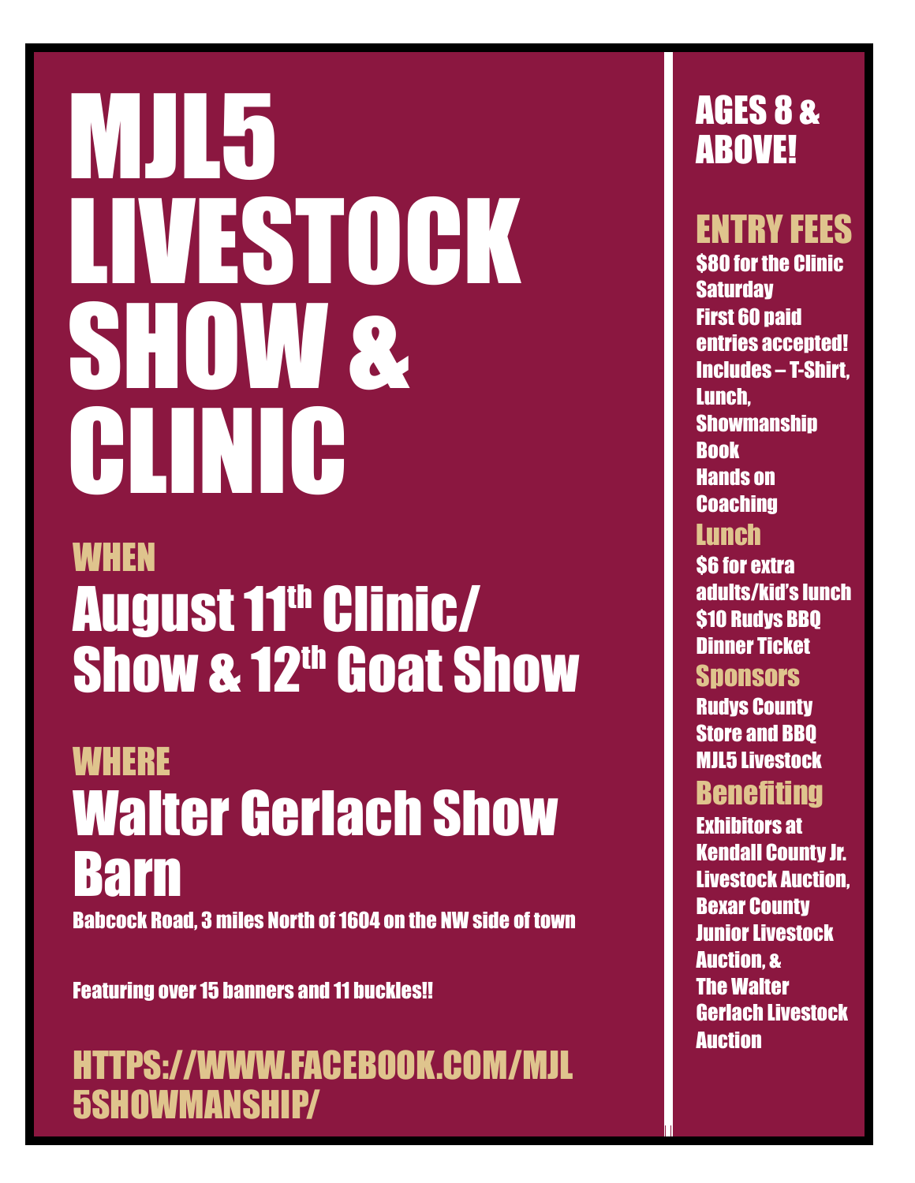# MJL5 LIVESTOCK SHOW & CLINIC

## WHEN

### August 11th Clinic/ Show & 12th Goat Show

## WHERE

### Walter Gerlach Show Barn

Babcock Road, 3 miles North of 1604 on the NW side of town

Featuring over 15 banners and 11 buckles!!

## HTTPS://WWW.FACEBOOK.COM/MJL5SHOWMANSHIP/

## AGES 8 & ABOVE!

## ENTRY FEES

$80 for the Clinic Saturday
First 60 paid entries accepted!
Includes – T-Shirt, Lunch, Showmanship Book
Hands on Coaching

## Lunch

$6 for extra adults/kid's lunch
$10 Rudys BBQ Dinner Ticket

## Sponsors

Rudys County Store and BBQ
MJL5 Livestock

## Benefiting

Exhibitors at Kendall County Jr. Livestock Auction, Bexar County Junior Livestock Auction, &
The Walter Gerlach Livestock Auction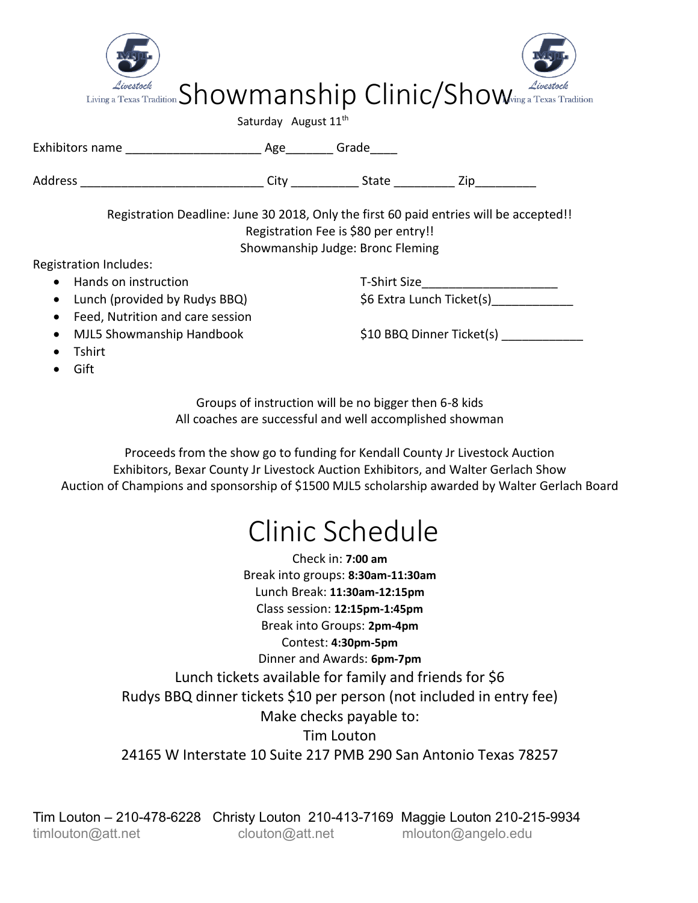Living a Texas Tradition

# Showmanship Clinic/Show

Living a Texas Tradition

Saturday August 11th

Exhibitors name ____________________ Age_______ Grade____

Address ___________________________ City __________ State _________ Zip_________

Registration Deadline: June 30 2018, Only the first 60 paid entries will be accepted!!
Registration Fee is $80 per entry!!
Showmanship Judge: Bronc Fleming

Registration Includes:

- Hands on instruction
- Lunch (provided by Rudys BBQ)
- Feed, Nutrition and care session
- MJL5 Showmanship Handbook
- Tshirt
- Gift

T-Shirt Size____________________

$6 Extra Lunch Ticket(s)____________

$10 BBQ Dinner Ticket(s) ____________

Groups of instruction will be no bigger then 6-8 kids
All coaches are successful and well accomplished showman

Proceeds from the show go to funding for Kendall County Jr Livestock Auction Exhibitors, Bexar County Jr Livestock Auction Exhibitors, and Walter Gerlach Show Auction of Champions and sponsorship of $1500 MJL5 scholarship awarded by Walter Gerlach Board

# Clinic Schedule

Check in: **7:00 am**
Break into groups: **8:30am-11:30am**
Lunch Break: **11:30am-12:15pm**
Class session: **12:15pm-1:45pm**
Break into Groups: **2pm-4pm**
Contest: **4:30pm-5pm**
Dinner and Awards: **6pm-7pm**

Lunch tickets available for family and friends for $6
Rudys BBQ dinner tickets $10 per person (not included in entry fee)
Make checks payable to:
Tim Louton
24165 W Interstate 10 Suite 217 PMB 290 San Antonio Texas 78257

Tim Louton – 210-478-6228 Christy Louton 210-413-7169 Maggie Louton 210-215-9934
timlouton@att.net clouton@att.net mlouton@angelo.edu